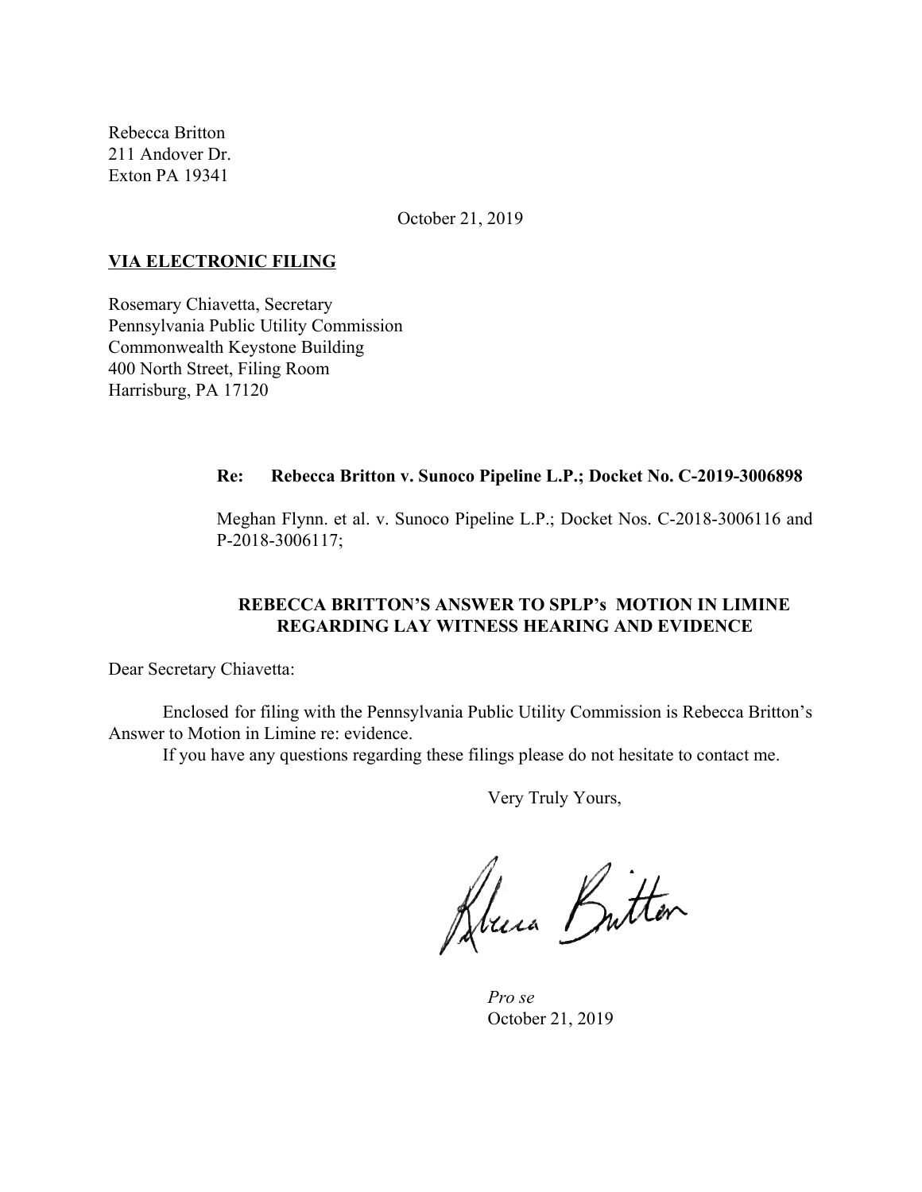Rebecca Britton
211 Andover Dr.
Exton PA 19341

October 21, 2019

**VIA ELECTRONIC FILING**

Rosemary Chiavetta, Secretary
Pennsylvania Public Utility Commission
Commonwealth Keystone Building
400 North Street, Filing Room
Harrisburg, PA 17120

**Re: Rebecca Britton v. Sunoco Pipeline L.P.; Docket No. C-2019-3006898**

Meghan Flynn. et al. v. Sunoco Pipeline L.P.; Docket Nos. C-2018-3006116 and P-2018-3006117;

**REBECCA BRITTON'S ANSWER TO SPLP's MOTION IN LIMINE REGARDING LAY WITNESS HEARING AND EVIDENCE**

Dear Secretary Chiavetta:

Enclosed for filing with the Pennsylvania Public Utility Commission is Rebecca Britton's Answer to Motion in Limine re: evidence.

If you have any questions regarding these filings please do not hesitate to contact me.

Very Truly Yours,

*Pro se*
October 21, 2019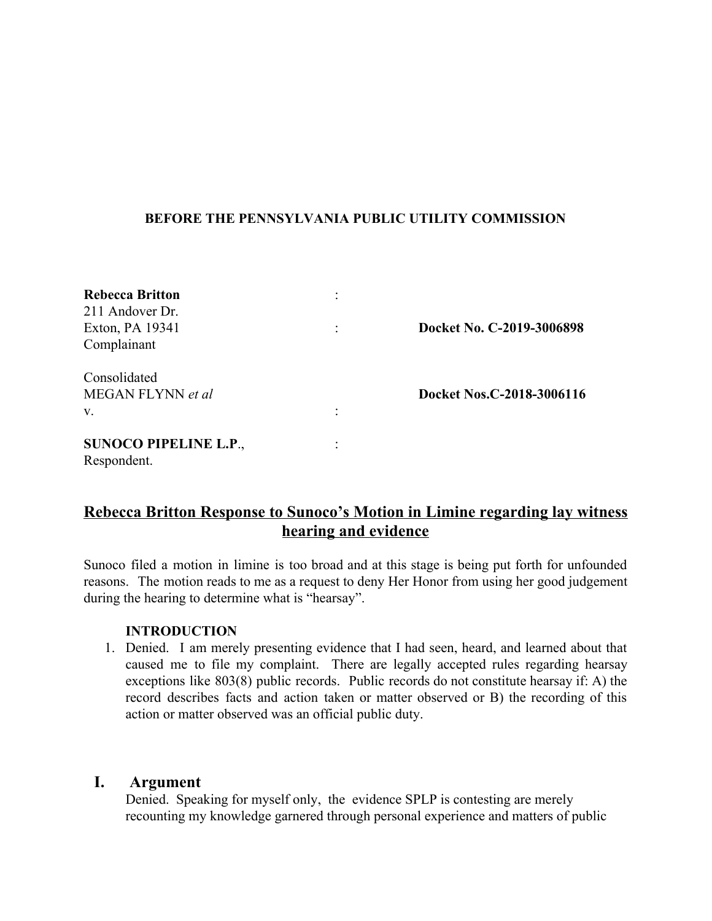**BEFORE THE PENNSYLVANIA PUBLIC UTILITY COMMISSION**

| | | |
|---|---|---|
| **Rebecca Britton** | : | |
| 211 Andover Dr. | | |
| Exton, PA 19341 | : | **Docket No. C-2019-3006898** |
| Complainant | | |
| | | |
| Consolidated | | |
| MEGAN FLYNN *et al* | | **Docket Nos.C-2018-3006116** |
| v. | : | |
| | | |
| **SUNOCO PIPELINE L.P**., | : | |
| Respondent. | | |

## Rebecca Britton Response to Sunoco's Motion in Limine regarding lay witness hearing and evidence

Sunoco filed a motion in limine is too broad and at this stage is being put forth for unfounded reasons. The motion reads to me as a request to deny Her Honor from using her good judgement during the hearing to determine what is "hearsay".

**INTRODUCTION**

1. Denied. I am merely presenting evidence that I had seen, heard, and learned about that caused me to file my complaint. There are legally accepted rules regarding hearsay exceptions like 803(8) public records. Public records do not constitute hearsay if: A) the record describes facts and action taken or matter observed or B) the recording of this action or matter observed was an official public duty.

## I. Argument

Denied. Speaking for myself only, the evidence SPLP is contesting are merely recounting my knowledge garnered through personal experience and matters of public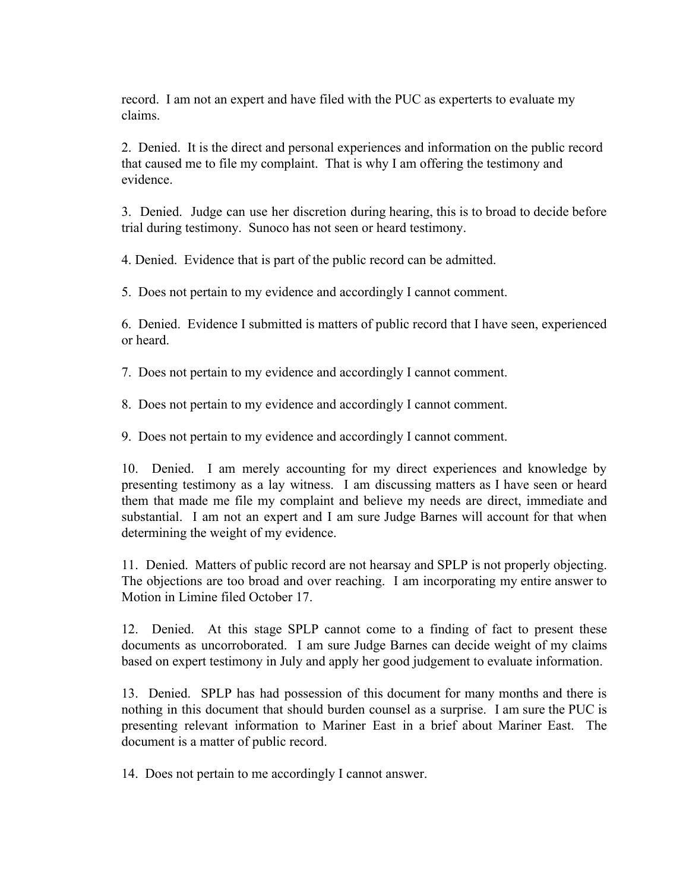record. I am not an expert and have filed with the PUC as experterts to evaluate my claims.

2. Denied. It is the direct and personal experiences and information on the public record that caused me to file my complaint. That is why I am offering the testimony and evidence.

3. Denied. Judge can use her discretion during hearing, this is to broad to decide before trial during testimony. Sunoco has not seen or heard testimony.

4. Denied. Evidence that is part of the public record can be admitted.

5. Does not pertain to my evidence and accordingly I cannot comment.

6. Denied. Evidence I submitted is matters of public record that I have seen, experienced or heard.

7. Does not pertain to my evidence and accordingly I cannot comment.

8. Does not pertain to my evidence and accordingly I cannot comment.

9. Does not pertain to my evidence and accordingly I cannot comment.

10. Denied. I am merely accounting for my direct experiences and knowledge by presenting testimony as a lay witness. I am discussing matters as I have seen or heard them that made me file my complaint and believe my needs are direct, immediate and substantial. I am not an expert and I am sure Judge Barnes will account for that when determining the weight of my evidence.

11. Denied. Matters of public record are not hearsay and SPLP is not properly objecting. The objections are too broad and over reaching. I am incorporating my entire answer to Motion in Limine filed October 17.

12. Denied. At this stage SPLP cannot come to a finding of fact to present these documents as uncorroborated. I am sure Judge Barnes can decide weight of my claims based on expert testimony in July and apply her good judgement to evaluate information.

13. Denied. SPLP has had possession of this document for many months and there is nothing in this document that should burden counsel as a surprise. I am sure the PUC is presenting relevant information to Mariner East in a brief about Mariner East. The document is a matter of public record.

14. Does not pertain to me accordingly I cannot answer.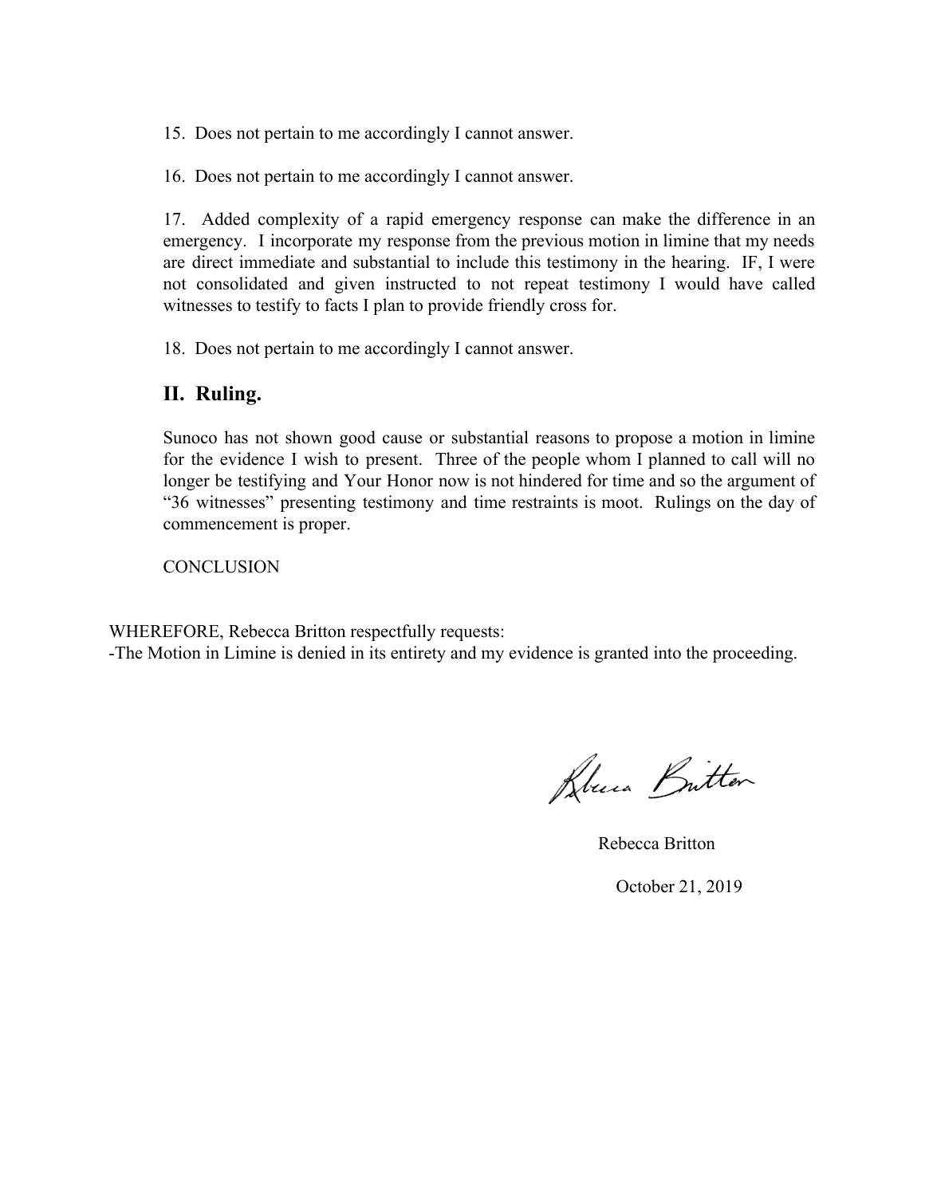15. Does not pertain to me accordingly I cannot answer.

16. Does not pertain to me accordingly I cannot answer.

17. Added complexity of a rapid emergency response can make the difference in an emergency. I incorporate my response from the previous motion in limine that my needs are direct immediate and substantial to include this testimony in the hearing. IF, I were not consolidated and given instructed to not repeat testimony I would have called witnesses to testify to facts I plan to provide friendly cross for.

18. Does not pertain to me accordingly I cannot answer.

## II. Ruling.

Sunoco has not shown good cause or substantial reasons to propose a motion in limine for the evidence I wish to present. Three of the people whom I planned to call will no longer be testifying and Your Honor now is not hindered for time and so the argument of "36 witnesses" presenting testimony and time restraints is moot. Rulings on the day of commencement is proper.

CONCLUSION

WHEREFORE, Rebecca Britton respectfully requests:
-The Motion in Limine is denied in its entirety and my evidence is granted into the proceeding.

Rebecca Britton

October 21, 2019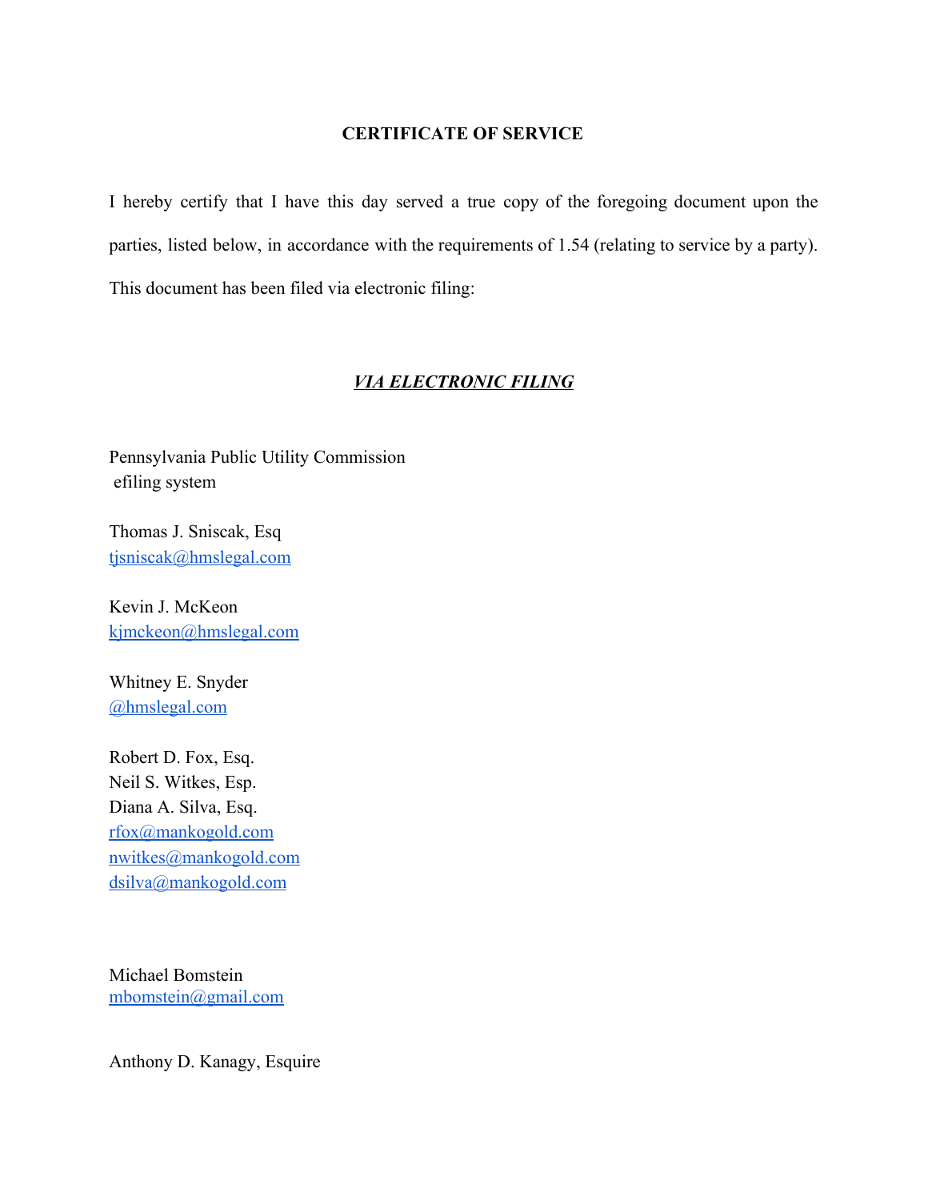**CERTIFICATE OF SERVICE**

I hereby certify that I have this day served a true copy of the foregoing document upon the parties, listed below, in accordance with the requirements of 1.54 (relating to service by a party). This document has been filed via electronic filing:

***VIA ELECTRONIC FILING***

Pennsylvania Public Utility Commission
efiling system

Thomas J. Sniscak, Esq
tjsniscak@hmslegal.com

Kevin J. McKeon
kjmckeon@hmslegal.com

Whitney E. Snyder
@hmslegal.com

Robert D. Fox, Esq.
Neil S. Witkes, Esp.
Diana A. Silva, Esq.
rfox@mankogold.com
nwitkes@mankogold.com
dsilva@mankogold.com

Michael Bomstein
mbomstein@gmail.com

Anthony D. Kanagy, Esquire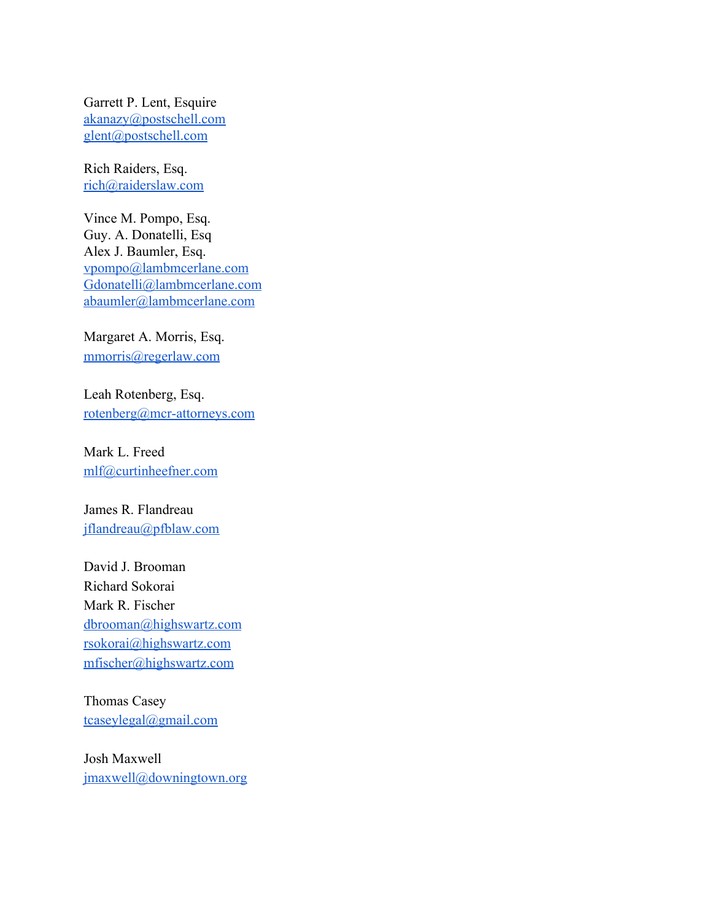Garrett P. Lent, Esquire
akanazy@postschell.com
glent@postschell.com

Rich Raiders, Esq.
rich@raiderslaw.com

Vince M. Pompo, Esq.
Guy. A. Donatelli, Esq
Alex J. Baumler, Esq.
vpompo@lambmcerlane.com
Gdonatelli@lambmcerlane.com
abaumler@lambmcerlane.com

Margaret A. Morris, Esq.
mmorris@regerlaw.com

Leah Rotenberg, Esq.
rotenberg@mcr-attorneys.com

Mark L. Freed
mlf@curtinheefner.com

James R. Flandreau
jflandreau@pfblaw.com

David J. Brooman
Richard Sokorai
Mark R. Fischer
dbrooman@highswartz.com
rsokorai@highswartz.com
mfischer@highswartz.com

Thomas Casey
tcaseylegal@gmail.com

Josh Maxwell
jmaxwell@downingtown.org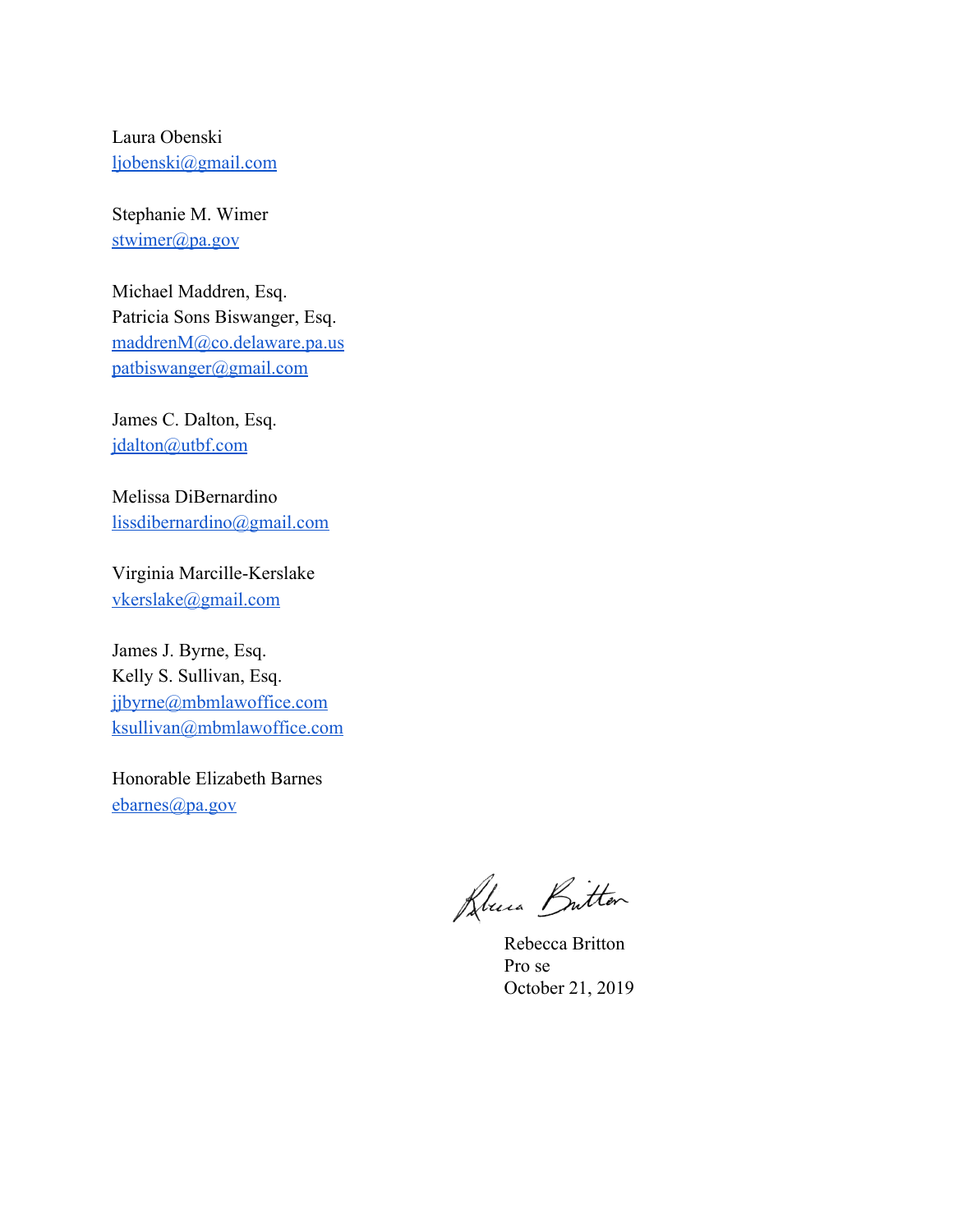Laura Obenski
ljobenski@gmail.com

Stephanie M. Wimer
stwimer@pa.gov

Michael Maddren, Esq.
Patricia Sons Biswanger, Esq.
maddrenM@co.delaware.pa.us
patbiswanger@gmail.com

James C. Dalton, Esq.
jdalton@utbf.com

Melissa DiBernardino
lissdibernardino@gmail.com

Virginia Marcille-Kerslake
vkerslake@gmail.com

James J. Byrne, Esq.
Kelly S. Sullivan, Esq.
jjbyrne@mbmlawoffice.com
ksullivan@mbmlawoffice.com

Honorable Elizabeth Barnes
ebarnes@pa.gov

Rebecca Britton
Pro se
October 21, 2019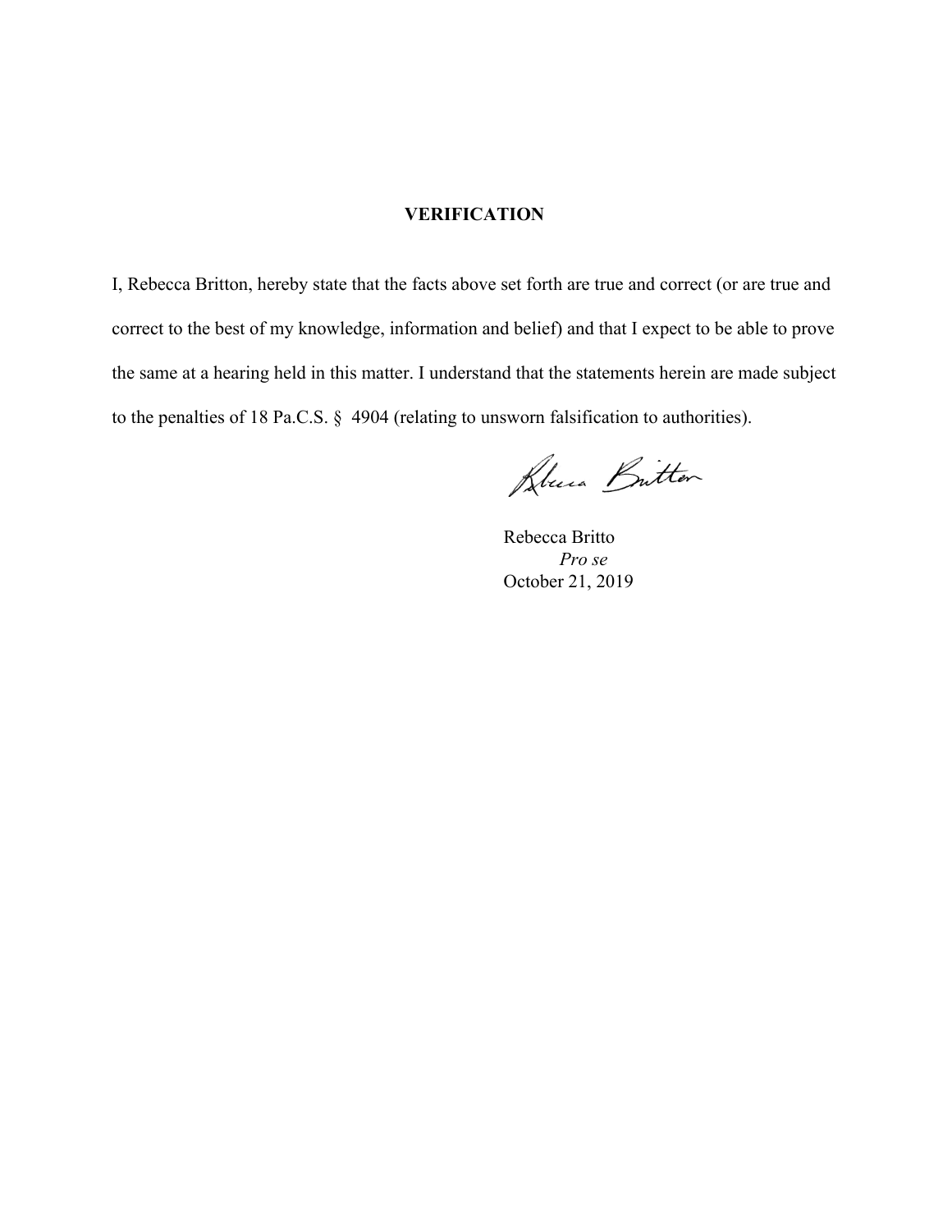**VERIFICATION**

I, Rebecca Britton, hereby state that the facts above set forth are true and correct (or are true and correct to the best of my knowledge, information and belief) and that I expect to be able to prove the same at a hearing held in this matter. I understand that the statements herein are made subject to the penalties of 18 Pa.C.S. § 4904 (relating to unsworn falsification to authorities).

Rebecca Britto
*Pro se*
October 21, 2019